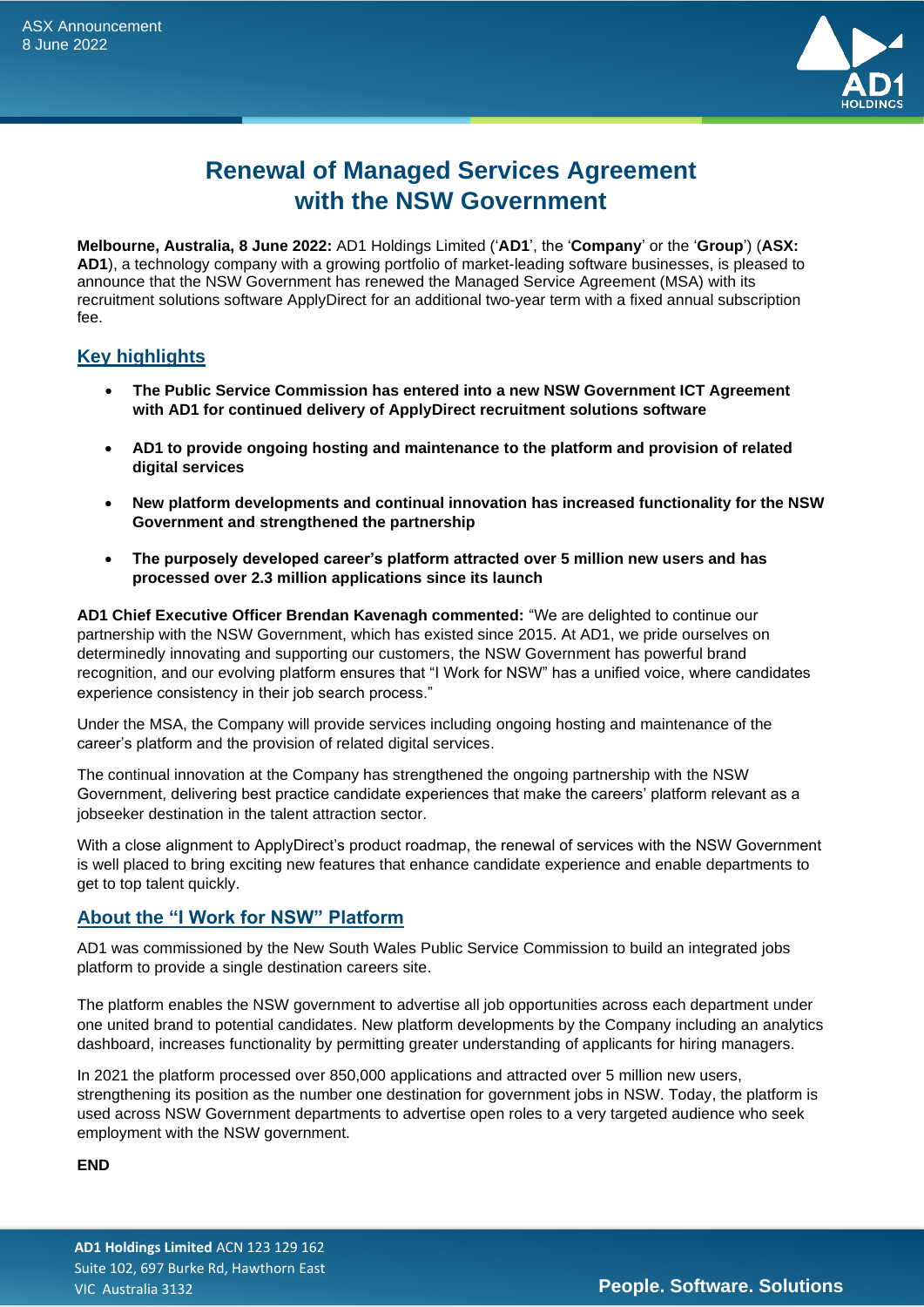ASX Announcement
8 June 2022

# Renewal of Managed Services Agreement with the NSW Government

**Melbourne, Australia, 8 June 2022:** AD1 Holdings Limited ('**AD1**', the '**Company**' or the '**Group**') (**ASX: AD1**), a technology company with a growing portfolio of market-leading software businesses, is pleased to announce that the NSW Government has renewed the Managed Service Agreement (MSA) with its recruitment solutions software ApplyDirect for an additional two-year term with a fixed annual subscription fee.

## Key highlights

- **The Public Service Commission has entered into a new NSW Government ICT Agreement with AD1 for continued delivery of ApplyDirect recruitment solutions software**
- **AD1 to provide ongoing hosting and maintenance to the platform and provision of related digital services**
- **New platform developments and continual innovation has increased functionality for the NSW Government and strengthened the partnership**
- **The purposely developed career's platform attracted over 5 million new users and has processed over 2.3 million applications since its launch**

**AD1 Chief Executive Officer Brendan Kavenagh commented:** "We are delighted to continue our partnership with the NSW Government, which has existed since 2015. At AD1, we pride ourselves on determinedly innovating and supporting our customers, the NSW Government has powerful brand recognition, and our evolving platform ensures that "I Work for NSW" has a unified voice, where candidates experience consistency in their job search process."

Under the MSA, the Company will provide services including ongoing hosting and maintenance of the career's platform and the provision of related digital services.

The continual innovation at the Company has strengthened the ongoing partnership with the NSW Government, delivering best practice candidate experiences that make the careers' platform relevant as a jobseeker destination in the talent attraction sector.

With a close alignment to ApplyDirect's product roadmap, the renewal of services with the NSW Government is well placed to bring exciting new features that enhance candidate experience and enable departments to get to top talent quickly.

## About the "I Work for NSW" Platform

AD1 was commissioned by the New South Wales Public Service Commission to build an integrated jobs platform to provide a single destination careers site.

The platform enables the NSW government to advertise all job opportunities across each department under one united brand to potential candidates. New platform developments by the Company including an analytics dashboard, increases functionality by permitting greater understanding of applicants for hiring managers.

In 2021 the platform processed over 850,000 applications and attracted over 5 million new users, strengthening its position as the number one destination for government jobs in NSW. Today, the platform is used across NSW Government departments to advertise open roles to a very targeted audience who seek employment with the NSW government.

**END**

**AD1 Holdings Limited** ACN 123 129 162
Suite 102, 697 Burke Rd, Hawthorn East
VIC Australia 3132

**People. Software. Solutions**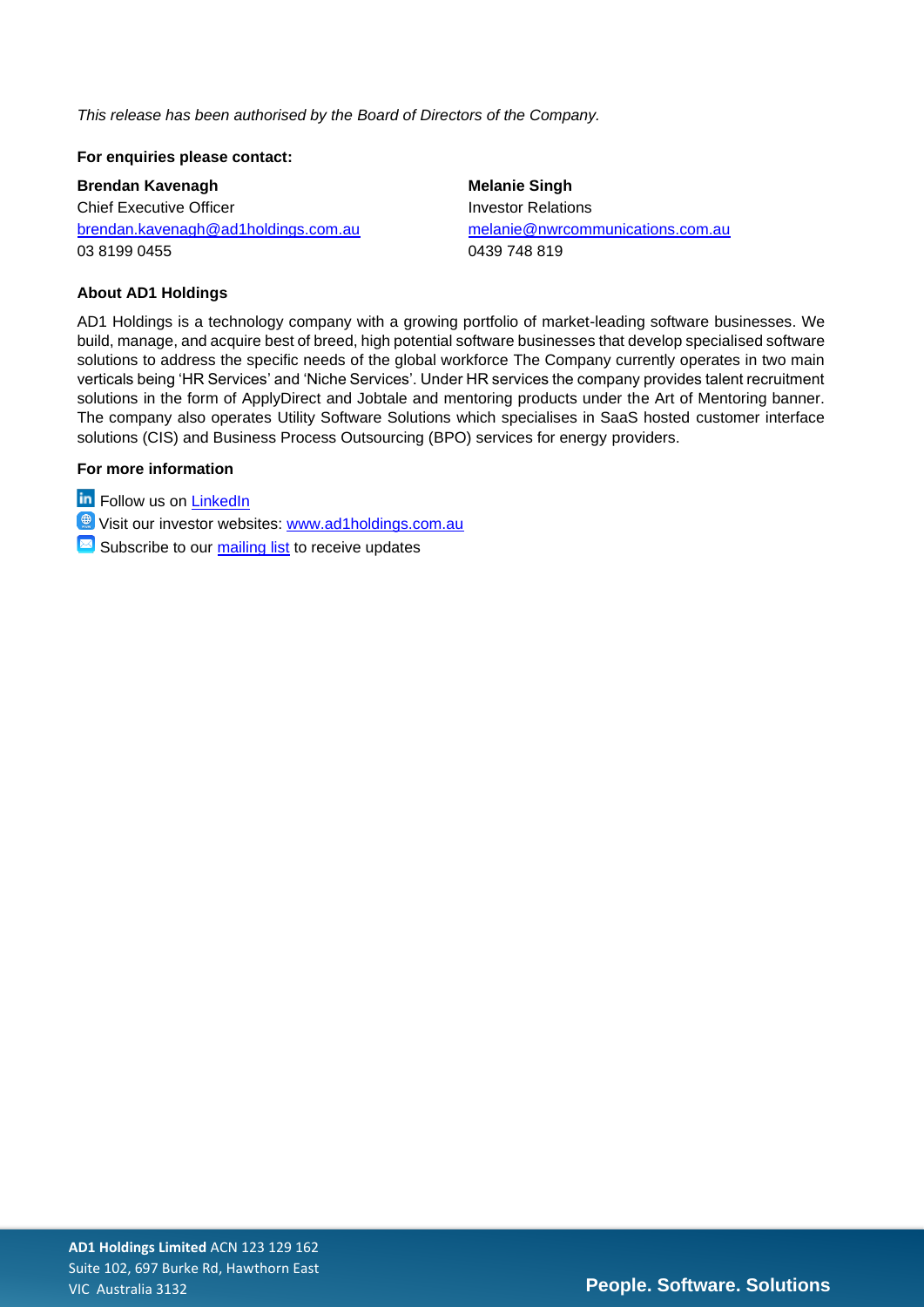*This release has been authorised by the Board of Directors of the Company.*

**For enquiries please contact:**

**Brendan Kavenagh**
Chief Executive Officer
brendan.kavenagh@ad1holdings.com.au
03 8199 0455

**Melanie Singh**
Investor Relations
melanie@nwrcommunications.com.au
0439 748 819

**About AD1 Holdings**

AD1 Holdings is a technology company with a growing portfolio of market-leading software businesses. We build, manage, and acquire best of breed, high potential software businesses that develop specialised software solutions to address the specific needs of the global workforce The Company currently operates in two main verticals being 'HR Services' and 'Niche Services'. Under HR services the company provides talent recruitment solutions in the form of ApplyDirect and Jobtale and mentoring products under the Art of Mentoring banner. The company also operates Utility Software Solutions which specialises in SaaS hosted customer interface solutions (CIS) and Business Process Outsourcing (BPO) services for energy providers.

**For more information**

- Follow us on LinkedIn
- Visit our investor websites: www.ad1holdings.com.au
- Subscribe to our mailing list to receive updates

**AD1 Holdings Limited** ACN 123 129 162
Suite 102, 697 Burke Rd, Hawthorn East
VIC Australia 3132

**People. Software. Solutions**